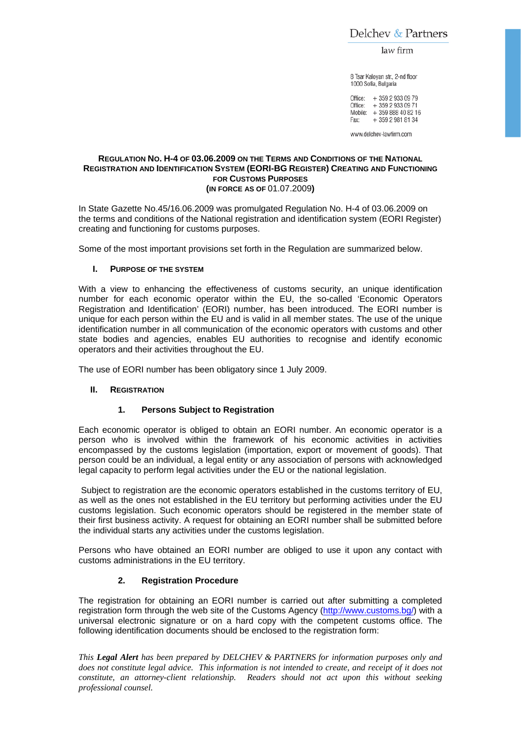Delchev & Partners

law firm

8 Tsar Kaloyan str., 2-nd floor
1000 Sofia, Bulgaria

Office: + 359 2 933 09 79
Office: + 359 2 933 09 71
Mobile: + 359 888 40 82 16
Fax: + 359 2 981 81 34

www.delchev-lawfirm.com

# REGULATION NO. H-4 OF 03.06.2009 ON THE TERMS AND CONDITIONS OF THE NATIONAL REGISTRATION AND IDENTIFICATION SYSTEM (EORI-BG REGISTER) CREATING AND FUNCTIONING FOR CUSTOMS PURPOSES (IN FORCE AS OF 01.07.2009)

In State Gazette No.45/16.06.2009 was promulgated Regulation No. H-4 of 03.06.2009 on the terms and conditions of the National registration and identification system (EORI Register) creating and functioning for customs purposes.

Some of the most important provisions set forth in the Regulation are summarized below.

## I. PURPOSE OF THE SYSTEM

With a view to enhancing the effectiveness of customs security, an unique identification number for each economic operator within the EU, the so-called 'Economic Operators Registration and Identification' (EORI) number, has been introduced. The EORI number is unique for each person within the EU and is valid in all member states. The use of the unique identification number in all communication of the economic operators with customs and other state bodies and agencies, enables EU authorities to recognise and identify economic operators and their activities throughout the EU.

The use of EORI number has been obligatory since 1 July 2009.

## II. REGISTRATION

### 1. Persons Subject to Registration

Each economic operator is obliged to obtain an EORI number. An economic operator is a person who is involved within the framework of his economic activities in activities encompassed by the customs legislation (importation, export or movement of goods). That person could be an individual, a legal entity or any association of persons with acknowledged legal capacity to perform legal activities under the EU or the national legislation.

Subject to registration are the economic operators established in the customs territory of EU, as well as the ones not established in the EU territory but performing activities under the EU customs legislation. Such economic operators should be registered in the member state of their first business activity. A request for obtaining an EORI number shall be submitted before the individual starts any activities under the customs legislation.

Persons who have obtained an EORI number are obliged to use it upon any contact with customs administrations in the EU territory.

### 2. Registration Procedure

The registration for obtaining an EORI number is carried out after submitting a completed registration form through the web site of the Customs Agency (http://www.customs.bg/) with a universal electronic signature or on a hard copy with the competent customs office. The following identification documents should be enclosed to the registration form:

*This **Legal Alert** has been prepared by DELCHEV & PARTNERS for information purposes only and does not constitute legal advice. This information is not intended to create, and receipt of it does not constitute, an attorney-client relationship. Readers should not act upon this without seeking professional counsel.*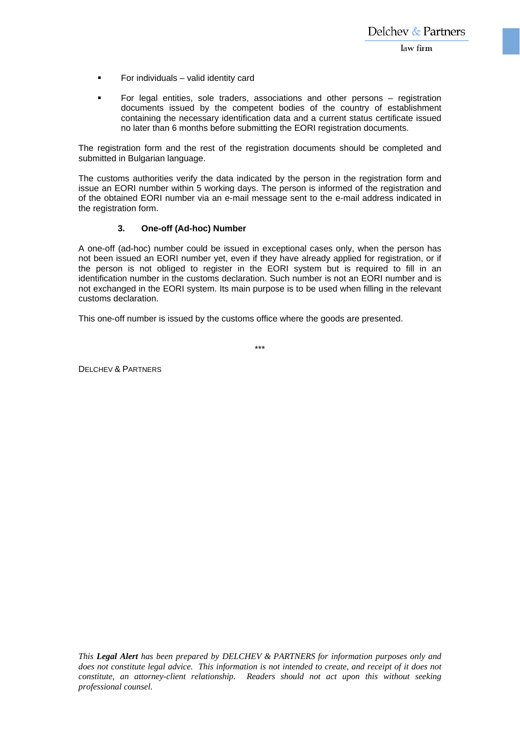- For individuals – valid identity card
- For legal entities, sole traders, associations and other persons – registration documents issued by the competent bodies of the country of establishment containing the necessary identification data and a current status certificate issued no later than 6 months before submitting the EORI registration documents.

The registration form and the rest of the registration documents should be completed and submitted in Bulgarian language.

The customs authorities verify the data indicated by the person in the registration form and issue an EORI number within 5 working days. The person is informed of the registration and of the obtained EORI number via an e-mail message sent to the e-mail address indicated in the registration form.

### 3. One-off (Ad-hoc) Number

A one-off (ad-hoc) number could be issued in exceptional cases only, when the person has not been issued an EORI number yet, even if they have already applied for registration, or if the person is not obliged to register in the EORI system but is required to fill in an identification number in the customs declaration. Such number is not an EORI number and is not exchanged in the EORI system. Its main purpose is to be used when filling in the relevant customs declaration.

This one-off number is issued by the customs office where the goods are presented.

***

DELCHEV & PARTNERS

*This **Legal Alert** has been prepared by DELCHEV & PARTNERS for information purposes only and does not constitute legal advice. This information is not intended to create, and receipt of it does not constitute, an attorney-client relationship. Readers should not act upon this without seeking professional counsel.*